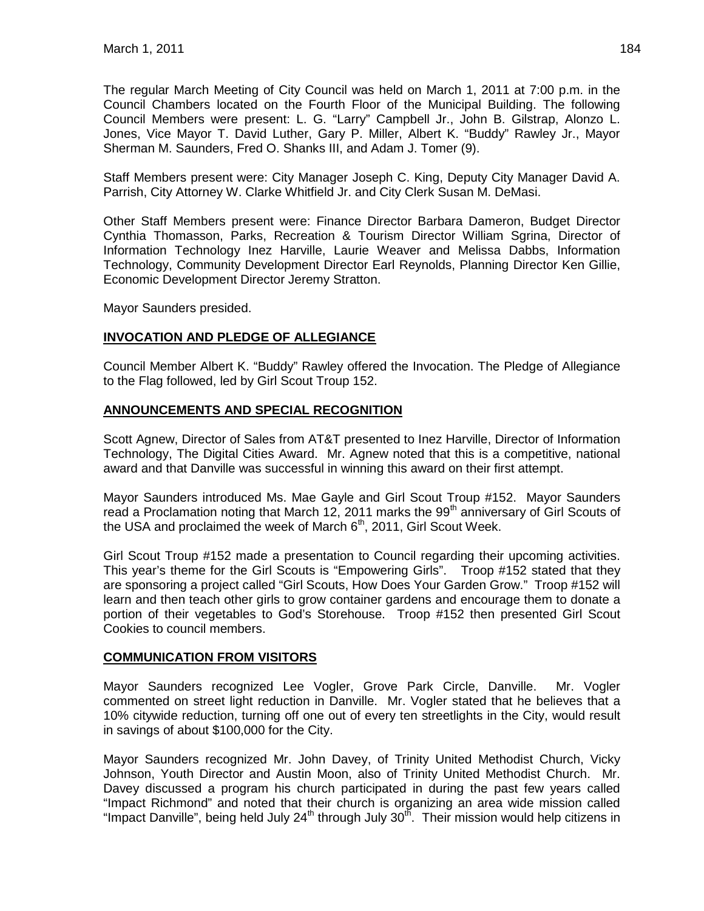The regular March Meeting of City Council was held on March 1, 2011 at 7:00 p.m. in the Council Chambers located on the Fourth Floor of the Municipal Building. The following Council Members were present: L. G. "Larry" Campbell Jr., John B. Gilstrap, Alonzo L. Jones, Vice Mayor T. David Luther, Gary P. Miller, Albert K. "Buddy" Rawley Jr., Mayor Sherman M. Saunders, Fred O. Shanks III, and Adam J. Tomer (9).

Staff Members present were: City Manager Joseph C. King, Deputy City Manager David A. Parrish, City Attorney W. Clarke Whitfield Jr. and City Clerk Susan M. DeMasi.

Other Staff Members present were: Finance Director Barbara Dameron, Budget Director Cynthia Thomasson, Parks, Recreation & Tourism Director William Sgrina, Director of Information Technology Inez Harville, Laurie Weaver and Melissa Dabbs, Information Technology, Community Development Director Earl Reynolds, Planning Director Ken Gillie, Economic Development Director Jeremy Stratton.

Mayor Saunders presided.

## INVOCATION AND PLEDGE OF ALLEGIANCE

Council Member Albert K. "Buddy" Rawley offered the Invocation. The Pledge of Allegiance to the Flag followed, led by Girl Scout Troup 152.

## ANNOUNCEMENTS AND SPECIAL RECOGNITION

Scott Agnew, Director of Sales from AT&T presented to Inez Harville, Director of Information Technology, The Digital Cities Award. Mr. Agnew noted that this is a competitive, national award and that Danville was successful in winning this award on their first attempt.

Mayor Saunders introduced Ms. Mae Gayle and Girl Scout Troup #152. Mayor Saunders read a Proclamation noting that March 12, 2011 marks the 99th anniversary of Girl Scouts of the USA and proclaimed the week of March 6th, 2011, Girl Scout Week.

Girl Scout Troup #152 made a presentation to Council regarding their upcoming activities. This year's theme for the Girl Scouts is "Empowering Girls". Troop #152 stated that they are sponsoring a project called "Girl Scouts, How Does Your Garden Grow." Troop #152 will learn and then teach other girls to grow container gardens and encourage them to donate a portion of their vegetables to God's Storehouse. Troop #152 then presented Girl Scout Cookies to council members.

## COMMUNICATION FROM VISITORS

Mayor Saunders recognized Lee Vogler, Grove Park Circle, Danville. Mr. Vogler commented on street light reduction in Danville. Mr. Vogler stated that he believes that a 10% citywide reduction, turning off one out of every ten streetlights in the City, would result in savings of about $100,000 for the City.

Mayor Saunders recognized Mr. John Davey, of Trinity United Methodist Church, Vicky Johnson, Youth Director and Austin Moon, also of Trinity United Methodist Church. Mr. Davey discussed a program his church participated in during the past few years called "Impact Richmond" and noted that their church is organizing an area wide mission called "Impact Danville", being held July 24th through July 30th. Their mission would help citizens in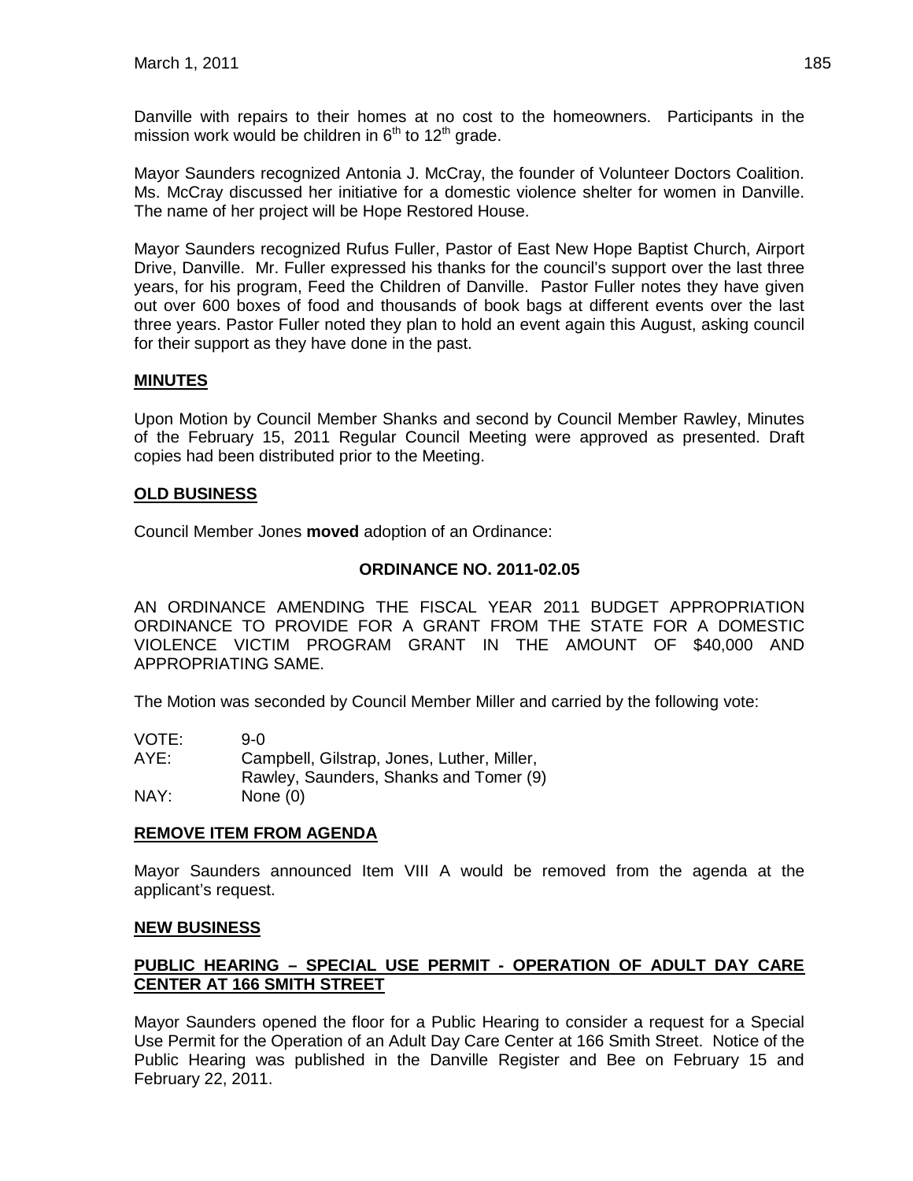Danville with repairs to their homes at no cost to the homeowners. Participants in the mission work would be children in 6th to 12th grade.

Mayor Saunders recognized Antonia J. McCray, the founder of Volunteer Doctors Coalition. Ms. McCray discussed her initiative for a domestic violence shelter for women in Danville. The name of her project will be Hope Restored House.

Mayor Saunders recognized Rufus Fuller, Pastor of East New Hope Baptist Church, Airport Drive, Danville. Mr. Fuller expressed his thanks for the council's support over the last three years, for his program, Feed the Children of Danville. Pastor Fuller notes they have given out over 600 boxes of food and thousands of book bags at different events over the last three years. Pastor Fuller noted they plan to hold an event again this August, asking council for their support as they have done in the past.

## MINUTES

Upon Motion by Council Member Shanks and second by Council Member Rawley, Minutes of the February 15, 2011 Regular Council Meeting were approved as presented. Draft copies had been distributed prior to the Meeting.

## OLD BUSINESS

Council Member Jones **moved** adoption of an Ordinance:

**ORDINANCE NO. 2011-02.05**

AN ORDINANCE AMENDING THE FISCAL YEAR 2011 BUDGET APPROPRIATION ORDINANCE TO PROVIDE FOR A GRANT FROM THE STATE FOR A DOMESTIC VIOLENCE VICTIM PROGRAM GRANT IN THE AMOUNT OF $40,000 AND APPROPRIATING SAME.

The Motion was seconded by Council Member Miller and carried by the following vote:

VOTE: 9-0
AYE: Campbell, Gilstrap, Jones, Luther, Miller, Rawley, Saunders, Shanks and Tomer (9)
NAY: None (0)

## REMOVE ITEM FROM AGENDA

Mayor Saunders announced Item VIII A would be removed from the agenda at the applicant's request.

## NEW BUSINESS

## PUBLIC HEARING – SPECIAL USE PERMIT - OPERATION OF ADULT DAY CARE CENTER AT 166 SMITH STREET

Mayor Saunders opened the floor for a Public Hearing to consider a request for a Special Use Permit for the Operation of an Adult Day Care Center at 166 Smith Street. Notice of the Public Hearing was published in the Danville Register and Bee on February 15 and February 22, 2011.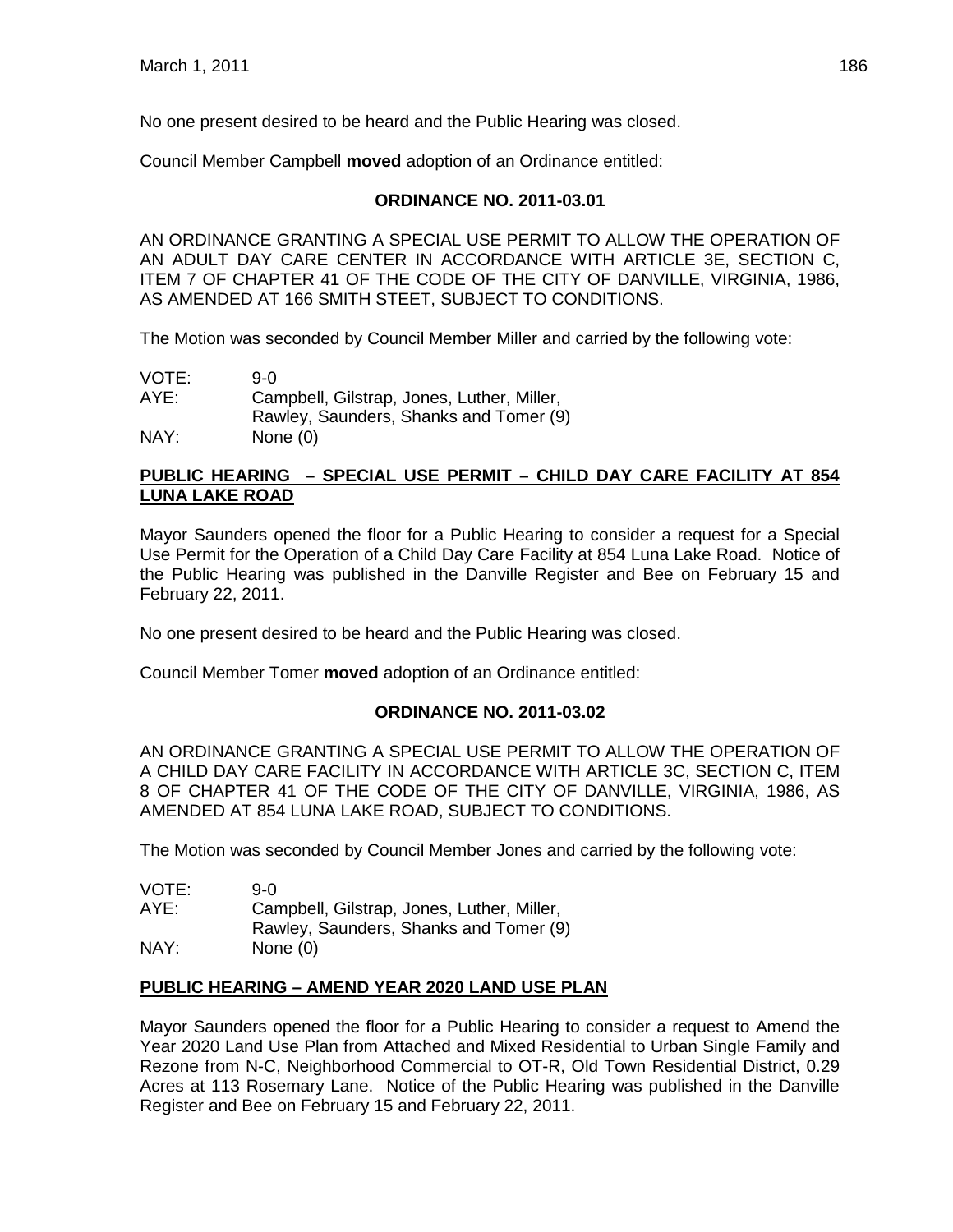No one present desired to be heard and the Public Hearing was closed.

Council Member Campbell **moved** adoption of an Ordinance entitled:

**ORDINANCE NO. 2011-03.01**

AN ORDINANCE GRANTING A SPECIAL USE PERMIT TO ALLOW THE OPERATION OF AN ADULT DAY CARE CENTER IN ACCORDANCE WITH ARTICLE 3E, SECTION C, ITEM 7 OF CHAPTER 41 OF THE CODE OF THE CITY OF DANVILLE, VIRGINIA, 1986, AS AMENDED AT 166 SMITH STEET, SUBJECT TO CONDITIONS.

The Motion was seconded by Council Member Miller and carried by the following vote:

| | |
|---|---|
| VOTE: | 9-0 |
| AYE: | Campbell, Gilstrap, Jones, Luther, Miller, Rawley, Saunders, Shanks and Tomer (9) |
| NAY: | None (0) |

**PUBLIC HEARING – SPECIAL USE PERMIT – CHILD DAY CARE FACILITY AT 854 LUNA LAKE ROAD**

Mayor Saunders opened the floor for a Public Hearing to consider a request for a Special Use Permit for the Operation of a Child Day Care Facility at 854 Luna Lake Road. Notice of the Public Hearing was published in the Danville Register and Bee on February 15 and February 22, 2011.

No one present desired to be heard and the Public Hearing was closed.

Council Member Tomer **moved** adoption of an Ordinance entitled:

**ORDINANCE NO. 2011-03.02**

AN ORDINANCE GRANTING A SPECIAL USE PERMIT TO ALLOW THE OPERATION OF A CHILD DAY CARE FACILITY IN ACCORDANCE WITH ARTICLE 3C, SECTION C, ITEM 8 OF CHAPTER 41 OF THE CODE OF THE CITY OF DANVILLE, VIRGINIA, 1986, AS AMENDED AT 854 LUNA LAKE ROAD, SUBJECT TO CONDITIONS.

The Motion was seconded by Council Member Jones and carried by the following vote:

| | |
|---|---|
| VOTE: | 9-0 |
| AYE: | Campbell, Gilstrap, Jones, Luther, Miller, Rawley, Saunders, Shanks and Tomer (9) |
| NAY: | None (0) |

**PUBLIC HEARING – AMEND YEAR 2020 LAND USE PLAN**

Mayor Saunders opened the floor for a Public Hearing to consider a request to Amend the Year 2020 Land Use Plan from Attached and Mixed Residential to Urban Single Family and Rezone from N-C, Neighborhood Commercial to OT-R, Old Town Residential District, 0.29 Acres at 113 Rosemary Lane. Notice of the Public Hearing was published in the Danville Register and Bee on February 15 and February 22, 2011.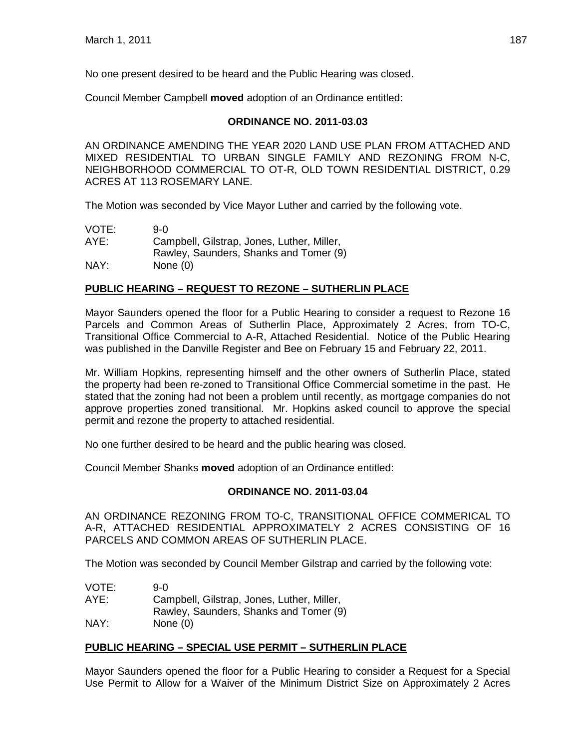No one present desired to be heard and the Public Hearing was closed.

Council Member Campbell **moved** adoption of an Ordinance entitled:

**ORDINANCE NO. 2011-03.03**

AN ORDINANCE AMENDING THE YEAR 2020 LAND USE PLAN FROM ATTACHED AND MIXED RESIDENTIAL TO URBAN SINGLE FAMILY AND REZONING FROM N-C, NEIGHBORHOOD COMMERCIAL TO OT-R, OLD TOWN RESIDENTIAL DISTRICT, 0.29 ACRES AT 113 ROSEMARY LANE.

The Motion was seconded by Vice Mayor Luther and carried by the following vote.

VOTE: 9-0
AYE: Campbell, Gilstrap, Jones, Luther, Miller, Rawley, Saunders, Shanks and Tomer (9)
NAY: None (0)

**PUBLIC HEARING – REQUEST TO REZONE – SUTHERLIN PLACE**

Mayor Saunders opened the floor for a Public Hearing to consider a request to Rezone 16 Parcels and Common Areas of Sutherlin Place, Approximately 2 Acres, from TO-C, Transitional Office Commercial to A-R, Attached Residential. Notice of the Public Hearing was published in the Danville Register and Bee on February 15 and February 22, 2011.

Mr. William Hopkins, representing himself and the other owners of Sutherlin Place, stated the property had been re-zoned to Transitional Office Commercial sometime in the past. He stated that the zoning had not been a problem until recently, as mortgage companies do not approve properties zoned transitional. Mr. Hopkins asked council to approve the special permit and rezone the property to attached residential.

No one further desired to be heard and the public hearing was closed.

Council Member Shanks **moved** adoption of an Ordinance entitled:

**ORDINANCE NO. 2011-03.04**

AN ORDINANCE REZONING FROM TO-C, TRANSITIONAL OFFICE COMMERICAL TO A-R, ATTACHED RESIDENTIAL APPROXIMATELY 2 ACRES CONSISTING OF 16 PARCELS AND COMMON AREAS OF SUTHERLIN PLACE.

The Motion was seconded by Council Member Gilstrap and carried by the following vote:

VOTE: 9-0
AYE: Campbell, Gilstrap, Jones, Luther, Miller, Rawley, Saunders, Shanks and Tomer (9)
NAY: None (0)

**PUBLIC HEARING – SPECIAL USE PERMIT – SUTHERLIN PLACE**

Mayor Saunders opened the floor for a Public Hearing to consider a Request for a Special Use Permit to Allow for a Waiver of the Minimum District Size on Approximately 2 Acres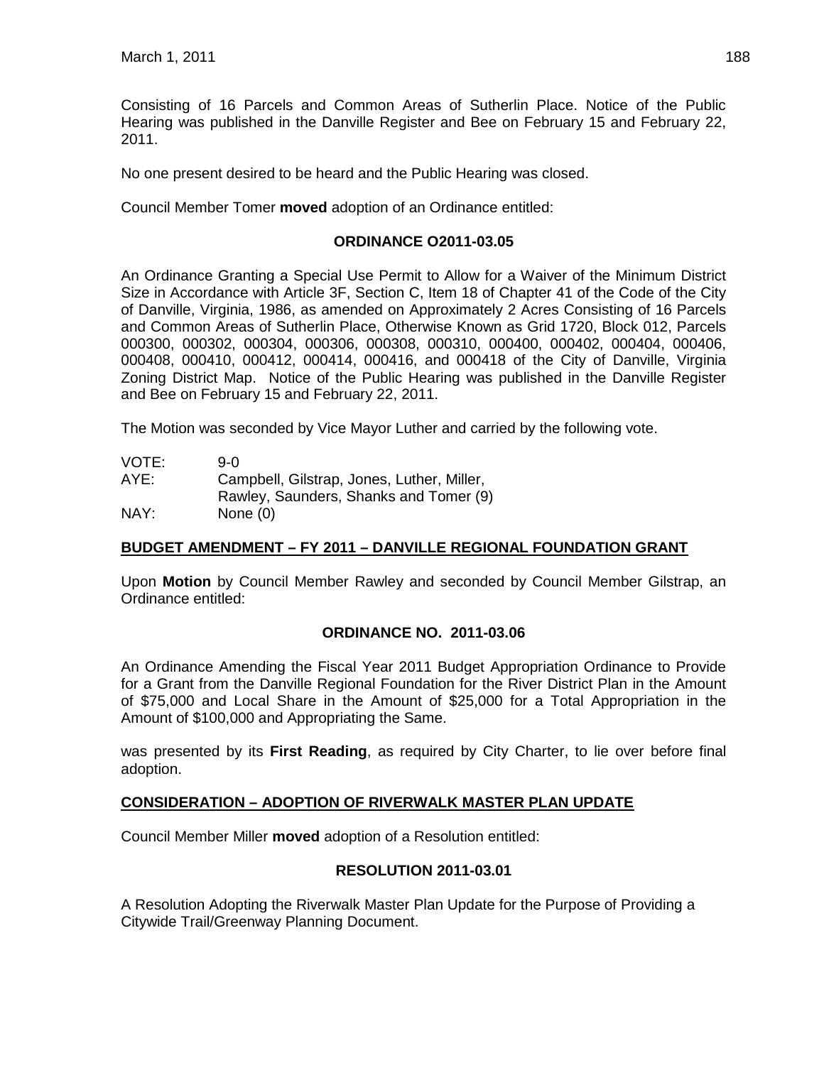Consisting of 16 Parcels and Common Areas of Sutherlin Place. Notice of the Public Hearing was published in the Danville Register and Bee on February 15 and February 22, 2011.

No one present desired to be heard and the Public Hearing was closed.

Council Member Tomer **moved** adoption of an Ordinance entitled:

**ORDINANCE O2011-03.05**

An Ordinance Granting a Special Use Permit to Allow for a Waiver of the Minimum District Size in Accordance with Article 3F, Section C, Item 18 of Chapter 41 of the Code of the City of Danville, Virginia, 1986, as amended on Approximately 2 Acres Consisting of 16 Parcels and Common Areas of Sutherlin Place, Otherwise Known as Grid 1720, Block 012, Parcels 000300, 000302, 000304, 000306, 000308, 000310, 000400, 000402, 000404, 000406, 000408, 000410, 000412, 000414, 000416, and 000418 of the City of Danville, Virginia Zoning District Map. Notice of the Public Hearing was published in the Danville Register and Bee on February 15 and February 22, 2011.

The Motion was seconded by Vice Mayor Luther and carried by the following vote.

VOTE: 9-0
AYE: Campbell, Gilstrap, Jones, Luther, Miller, Rawley, Saunders, Shanks and Tomer (9)
NAY: None (0)

## BUDGET AMENDMENT – FY 2011 – DANVILLE REGIONAL FOUNDATION GRANT

Upon **Motion** by Council Member Rawley and seconded by Council Member Gilstrap, an Ordinance entitled:

**ORDINANCE NO. 2011-03.06**

An Ordinance Amending the Fiscal Year 2011 Budget Appropriation Ordinance to Provide for a Grant from the Danville Regional Foundation for the River District Plan in the Amount of $75,000 and Local Share in the Amount of $25,000 for a Total Appropriation in the Amount of $100,000 and Appropriating the Same.

was presented by its **First Reading**, as required by City Charter, to lie over before final adoption.

## CONSIDERATION – ADOPTION OF RIVERWALK MASTER PLAN UPDATE

Council Member Miller **moved** adoption of a Resolution entitled:

**RESOLUTION 2011-03.01**

A Resolution Adopting the Riverwalk Master Plan Update for the Purpose of Providing a Citywide Trail/Greenway Planning Document.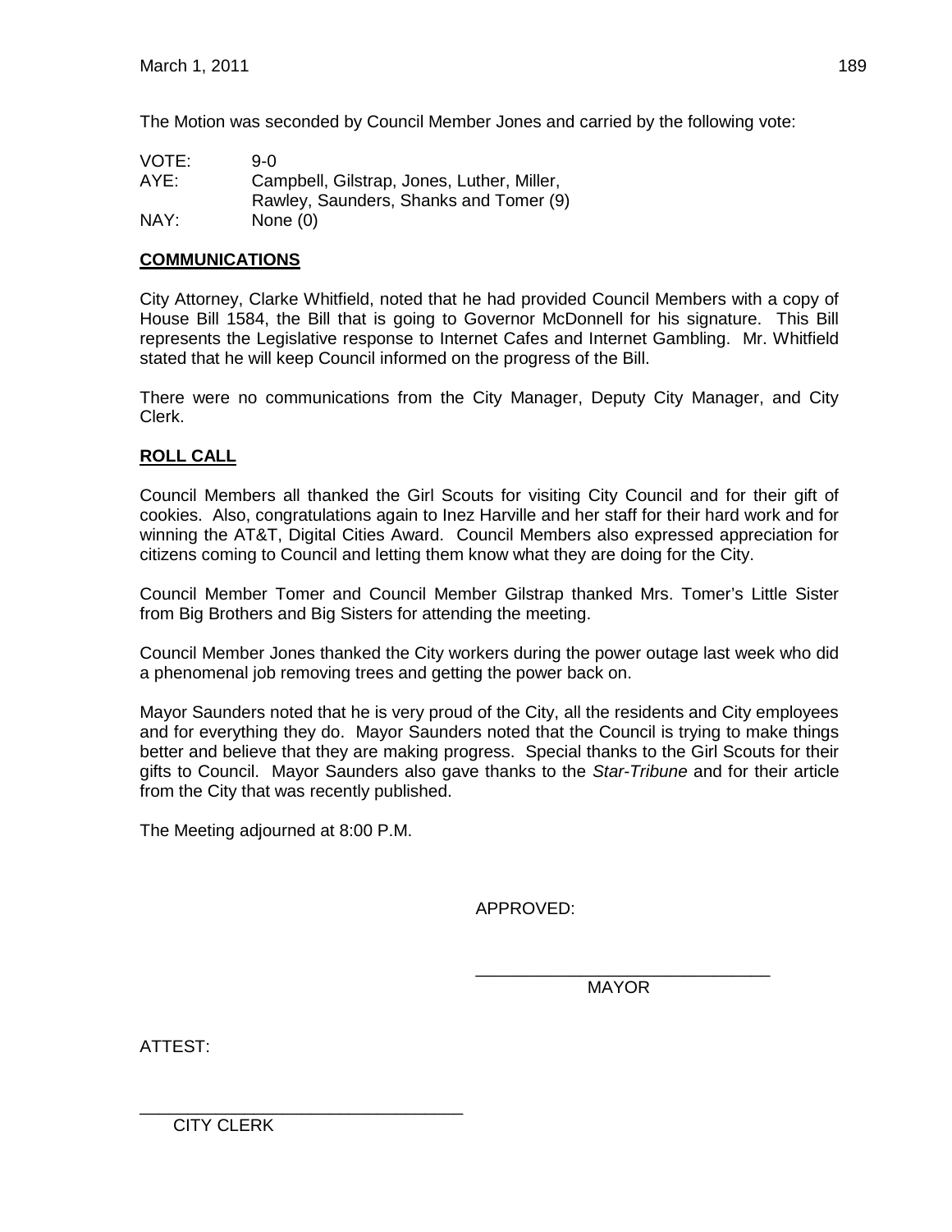The Motion was seconded by Council Member Jones and carried by the following vote:

| | |
|---|---|
| VOTE: | 9-0 |
| AYE: | Campbell, Gilstrap, Jones, Luther, Miller, Rawley, Saunders, Shanks and Tomer (9) |
| NAY: | None (0) |

## COMMUNICATIONS

City Attorney, Clarke Whitfield, noted that he had provided Council Members with a copy of House Bill 1584, the Bill that is going to Governor McDonnell for his signature. This Bill represents the Legislative response to Internet Cafes and Internet Gambling. Mr. Whitfield stated that he will keep Council informed on the progress of the Bill.

There were no communications from the City Manager, Deputy City Manager, and City Clerk.

## ROLL CALL

Council Members all thanked the Girl Scouts for visiting City Council and for their gift of cookies. Also, congratulations again to Inez Harville and her staff for their hard work and for winning the AT&T, Digital Cities Award. Council Members also expressed appreciation for citizens coming to Council and letting them know what they are doing for the City.

Council Member Tomer and Council Member Gilstrap thanked Mrs. Tomer's Little Sister from Big Brothers and Big Sisters for attending the meeting.

Council Member Jones thanked the City workers during the power outage last week who did a phenomenal job removing trees and getting the power back on.

Mayor Saunders noted that he is very proud of the City, all the residents and City employees and for everything they do. Mayor Saunders noted that the Council is trying to make things better and believe that they are making progress. Special thanks to the Girl Scouts for their gifts to Council. Mayor Saunders also gave thanks to the *Star-Tribune* and for their article from the City that was recently published.

The Meeting adjourned at 8:00 P.M.

APPROVED:

\_\_\_\_\_\_\_\_\_\_\_\_\_\_\_\_\_\_\_\_\_\_\_\_\_\_\_\_\_\_\_
MAYOR

ATTEST:

\_\_\_\_\_\_\_\_\_\_\_\_\_\_\_\_\_\_\_\_\_\_\_\_\_\_\_\_\_\_\_
CITY CLERK